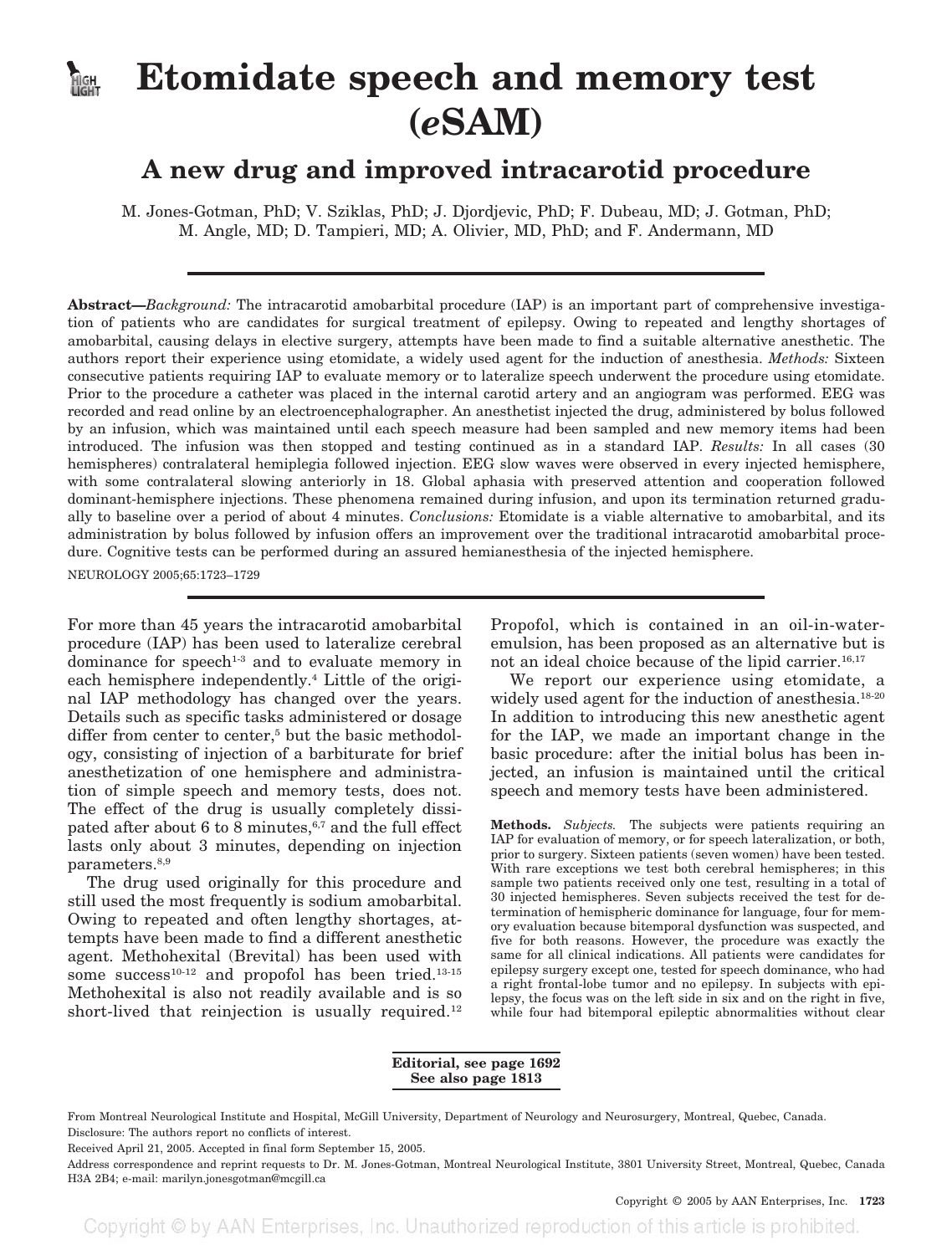# Etomidate speech and memory test (*e*SAM)

## A new drug and improved intracarotid procedure

M. Jones-Gotman, PhD; V. Sziklas, PhD; J. Djordjevic, PhD; F. Dubeau, MD; J. Gotman, PhD; M. Angle, MD; D. Tampieri, MD; A. Olivier, MD, PhD; and F. Andermann, MD

**Abstract**—*Background:* The intracarotid amobarbital procedure (IAP) is an important part of comprehensive investigation of patients who are candidates for surgical treatment of epilepsy. Owing to repeated and lengthy shortages of amobarbital, causing delays in elective surgery, attempts have been made to find a suitable alternative anesthetic. The authors report their experience using etomidate, a widely used agent for the induction of anesthesia. *Methods:* Sixteen consecutive patients requiring IAP to evaluate memory or to lateralize speech underwent the procedure using etomidate. Prior to the procedure a catheter was placed in the internal carotid artery and an angiogram was performed. EEG was recorded and read online by an electroencephalographer. An anesthetist injected the drug, administered by bolus followed by an infusion, which was maintained until each speech measure had been sampled and new memory items had been introduced. The infusion was then stopped and testing continued as in a standard IAP. *Results:* In all cases (30 hemispheres) contralateral hemiplegia followed injection. EEG slow waves were observed in every injected hemisphere, with some contralateral slowing anteriorly in 18. Global aphasia with preserved attention and cooperation followed dominant-hemisphere injections. These phenomena remained during infusion, and upon its termination returned gradually to baseline over a period of about 4 minutes. *Conclusions:* Etomidate is a viable alternative to amobarbital, and its administration by bolus followed by infusion offers an improvement over the traditional intracarotid amobarbital procedure. Cognitive tests can be performed during an assured hemianesthesia of the injected hemisphere.

NEUROLOGY 2005;65:1723–1729

For more than 45 years the intracarotid amobarbital procedure (IAP) has been used to lateralize cerebral dominance for speech[1-3] and to evaluate memory in each hemisphere independently.[4] Little of the original IAP methodology has changed over the years. Details such as specific tasks administered or dosage differ from center to center,[5] but the basic methodology, consisting of injection of a barbiturate for brief anesthetization of one hemisphere and administration of simple speech and memory tests, does not. The effect of the drug is usually completely dissipated after about 6 to 8 minutes,[6,7] and the full effect lasts only about 3 minutes, depending on injection parameters.[8,9]

The drug used originally for this procedure and still used the most frequently is sodium amobarbital. Owing to repeated and often lengthy shortages, attempts have been made to find a different anesthetic agent. Methohexital (Brevital) has been used with some success[10-12] and propofol has been tried.[13-15] Methohexital is also not readily available and is so short-lived that reinjection is usually required.[12] Propofol, which is contained in an oil-in-water-emulsion, has been proposed as an alternative but is not an ideal choice because of the lipid carrier.[16,17]

We report our experience using etomidate, a widely used agent for the induction of anesthesia.[18-20] In addition to introducing this new anesthetic agent for the IAP, we made an important change in the basic procedure: after the initial bolus has been injected, an infusion is maintained until the critical speech and memory tests have been administered.

**Methods.** *Subjects.* The subjects were patients requiring an IAP for evaluation of memory, or for speech lateralization, or both, prior to surgery. Sixteen patients (seven women) have been tested. With rare exceptions we test both cerebral hemispheres; in this sample two patients received only one test, resulting in a total of 30 injected hemispheres. Seven subjects received the test for determination of hemispheric dominance for language, four for memory evaluation because bitemporal dysfunction was suspected, and five for both reasons. However, the procedure was exactly the same for all clinical indications. All patients were candidates for epilepsy surgery except one, tested for speech dominance, who had a right frontal-lobe tumor and no epilepsy. In subjects with epilepsy, the focus was on the left side in six and on the right in five, while four had bitemporal epileptic abnormalities without clear

**Editorial, see page 1692**
**See also page 1813**

From Montreal Neurological Institute and Hospital, McGill University, Department of Neurology and Neurosurgery, Montreal, Quebec, Canada.
Disclosure: The authors report no conflicts of interest.
Received April 21, 2005. Accepted in final form September 15, 2005.
Address correspondence and reprint requests to Dr. M. Jones-Gotman, Montreal Neurological Institute, 3801 University Street, Montreal, Quebec, Canada H3A 2B4; e-mail: marilyn.jonesgotman@mcgill.ca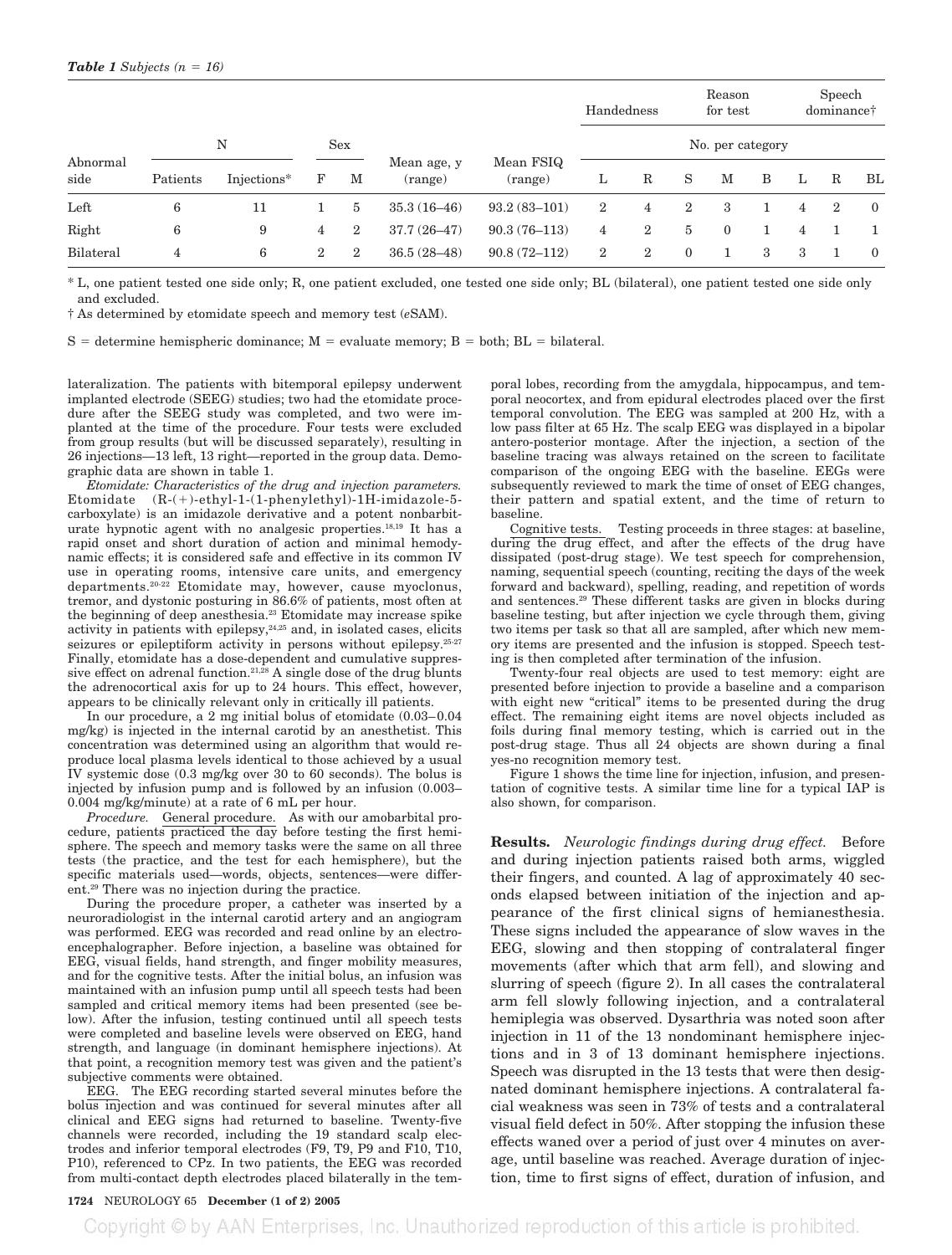***Table 1** Subjects (n = 16)*

| Abnormal side | N | | Sex | | Mean age, y (range) | Mean FSIQ (range) | Handedness | | Reason for test | | | Speech dominance† | | |
|---|---|---|---|---|---|---|---|---|---|---|---|---|---|---|
| | | | | | | | No. per category | | | | | | | |
| | Patients | Injections* | F | M | | | L | R | S | M | B | L | R | BL |
| Left | 6 | 11 | 1 | 5 | 35.3 (16–46) | 93.2 (83–101) | 2 | 4 | 2 | 3 | 1 | 4 | 2 | 0 |
| Right | 6 | 9 | 4 | 2 | 37.7 (26–47) | 90.3 (76–113) | 4 | 2 | 5 | 0 | 1 | 4 | 1 | 1 |
| Bilateral | 4 | 6 | 2 | 2 | 36.5 (28–48) | 90.8 (72–112) | 2 | 2 | 0 | 1 | 3 | 3 | 1 | 0 |

\* L, one patient tested one side only; R, one patient excluded, one tested one side only; BL (bilateral), one patient tested one side only and excluded.

† As determined by etomidate speech and memory test (*e*SAM).

S = determine hemispheric dominance; M = evaluate memory; B = both; BL = bilateral.

lateralization. The patients with bitemporal epilepsy underwent implanted electrode (SEEG) studies; two had the etomidate procedure after the SEEG study was completed, and two were implanted at the time of the procedure. Four tests were excluded from group results (but will be discussed separately), resulting in 26 injections—13 left, 13 right—reported in the group data. Demographic data are shown in table 1.

*Etomidate: Characteristics of the drug and injection parameters.* Etomidate (R-(+)-ethyl-1-(1-phenylethyl)-1H-imidazole-5-carboxylate) is an imidazole derivative and a potent nonbarbiturate hypnotic agent with no analgesic properties.[18,19] It has a rapid onset and short duration of action and minimal hemodynamic effects; it is considered safe and effective in its common IV use in operating rooms, intensive care units, and emergency departments.[20-22] Etomidate may, however, cause myoclonus, tremor, and dystonic posturing in 86.6% of patients, most often at the beginning of deep anesthesia.[23] Etomidate may increase spike activity in patients with epilepsy,[24,25] and, in isolated cases, elicits seizures or epileptiform activity in persons without epilepsy.[25-27] Finally, etomidate has a dose-dependent and cumulative suppressive effect on adrenal function.[21,28] A single dose of the drug blunts the adrenocortical axis for up to 24 hours. This effect, however, appears to be clinically relevant only in critically ill patients.

In our procedure, a 2 mg initial bolus of etomidate (0.03–0.04 mg/kg) is injected in the internal carotid by an anesthetist. This concentration was determined using an algorithm that would reproduce local plasma levels identical to those achieved by a usual IV systemic dose (0.3 mg/kg over 30 to 60 seconds). The bolus is injected by infusion pump and is followed by an infusion (0.003–0.004 mg/kg/minute) at a rate of 6 mL per hour.

*Procedure.* General procedure. As with our amobarbital procedure, patients practiced the day before testing the first hemisphere. The speech and memory tasks were the same on all three tests (the practice, and the test for each hemisphere), but the specific materials used—words, objects, sentences—were different.[29] There was no injection during the practice.

During the procedure proper, a catheter was inserted by a neuroradiologist in the internal carotid artery and an angiogram was performed. EEG was recorded and read online by an electroencephalographer. Before injection, a baseline was obtained for EEG, visual fields, hand strength, and finger mobility measures, and for the cognitive tests. After the initial bolus, an infusion was maintained with an infusion pump until all speech tests had been sampled and critical memory items had been presented (see below). After the infusion, testing continued until all speech tests were completed and baseline levels were observed on EEG, hand strength, and language (in dominant hemisphere injections). At that point, a recognition memory test was given and the patient's subjective comments were obtained.

EEG. The EEG recording started several minutes before the bolus injection and was continued for several minutes after all clinical and EEG signs had returned to baseline. Twenty-five channels were recorded, including the 19 standard scalp electrodes and inferior temporal electrodes (F9, T9, P9 and F10, T10, P10), referenced to CPz. In two patients, the EEG was recorded from multi-contact depth electrodes placed bilaterally in the temporal lobes, recording from the amygdala, hippocampus, and temporal neocortex, and from epidural electrodes placed over the first temporal convolution. The EEG was sampled at 200 Hz, with a low pass filter at 65 Hz. The scalp EEG was displayed in a bipolar antero-posterior montage. After the injection, a section of the baseline tracing was always retained on the screen to facilitate comparison of the ongoing EEG with the baseline. EEGs were subsequently reviewed to mark the time of onset of EEG changes, their pattern and spatial extent, and the time of return to baseline.

Cognitive tests. Testing proceeds in three stages: at baseline, during the drug effect, and after the effects of the drug have dissipated (post-drug stage). We test speech for comprehension, naming, sequential speech (counting, reciting the days of the week forward and backward), spelling, reading, and repetition of words and sentences.[29] These different tasks are given in blocks during baseline testing, but after injection we cycle through them, giving two items per task so that all are sampled, after which new memory items are presented and the infusion is stopped. Speech testing is then completed after termination of the infusion.

Twenty-four real objects are used to test memory: eight are presented before injection to provide a baseline and a comparison with eight new "critical" items to be presented during the drug effect. The remaining eight items are novel objects included as foils during final memory testing, which is carried out in the post-drug stage. Thus all 24 objects are shown during a final yes-no recognition memory test.

Figure 1 shows the time line for injection, infusion, and presentation of cognitive tests. A similar time line for a typical IAP is also shown, for comparison.

**Results.** *Neurologic findings during drug effect.* Before and during injection patients raised both arms, wiggled their fingers, and counted. A lag of approximately 40 seconds elapsed between initiation of the injection and appearance of the first clinical signs of hemianesthesia. These signs included the appearance of slow waves in the EEG, slowing and then stopping of contralateral finger movements (after which that arm fell), and slowing and slurring of speech (figure 2). In all cases the contralateral arm fell slowly following injection, and a contralateral hemiplegia was observed. Dysarthria was noted soon after injection in 11 of the 13 nondominant hemisphere injections and in 3 of 13 dominant hemisphere injections. Speech was disrupted in the 13 tests that were then designated dominant hemisphere injections. A contralateral facial weakness was seen in 73% of tests and a contralateral visual field defect in 50%. After stopping the infusion these effects waned over a period of just over 4 minutes on average, until baseline was reached. Average duration of injection, time to first signs of effect, duration of infusion, and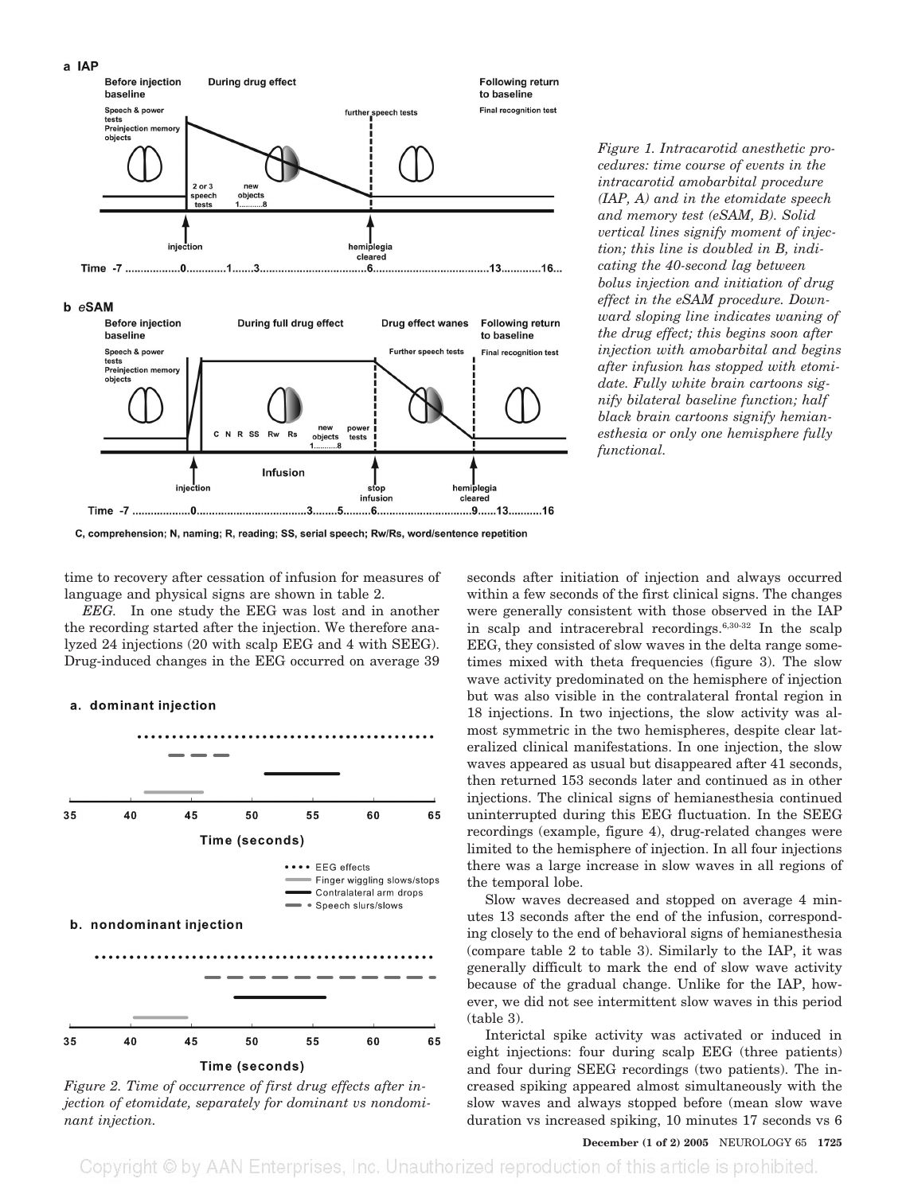Figure 1. Intracarotid anesthetic procedures: time course of events in the intracarotid amobarbital procedure (IAP, A) and in the etomidate speech and memory test (eSAM, B). Solid vertical lines signify moment of injection; this line is doubled in B, indicating the 40-second lag between bolus injection and initiation of drug effect in the eSAM procedure. Downward sloping line indicates waning of the drug effect; this begins soon after injection with amobarbital and begins after infusion has stopped with etomidate. Fully white brain cartoons signify bilateral baseline function; half black brain cartoons signify hemianesthesia or only one hemisphere fully functional.

time to recovery after cessation of infusion for measures of language and physical signs are shown in table 2.

*EEG.* In one study the EEG was lost and in another the recording started after the injection. We therefore analyzed 24 injections (20 with scalp EEG and 4 with SEEG). Drug-induced changes in the EEG occurred on average 39 seconds after initiation of injection and always occurred within a few seconds of the first clinical signs. The changes were generally consistent with those observed in the IAP in scalp and intracerebral recordings.[6,30-32] In the scalp EEG, they consisted of slow waves in the delta range sometimes mixed with theta frequencies (figure 3). The slow wave activity predominated on the hemisphere of injection but was also visible in the contralateral frontal region in 18 injections. In two injections, the slow activity was almost symmetric in the two hemispheres, despite clear lateralized clinical manifestations. In one injection, the slow waves appeared as usual but disappeared after 41 seconds, then returned 153 seconds later and continued as in other injections. The clinical signs of hemianesthesia continued uninterrupted during this EEG fluctuation. In the SEEG recordings (example, figure 4), drug-related changes were limited to the hemisphere of injection. In all four injections there was a large increase in slow waves in all regions of the temporal lobe.

Figure 2. Time of occurrence of first drug effects after injection of etomidate, separately for dominant vs nondominant injection.

Slow waves decreased and stopped on average 4 minutes 13 seconds after the end of the infusion, corresponding closely to the end of behavioral signs of hemianesthesia (compare table 2 to table 3). Similarly to the IAP, it was generally difficult to mark the end of slow wave activity because of the gradual change. Unlike for the IAP, however, we did not see intermittent slow waves in this period (table 3).

Interictal spike activity was activated or induced in eight injections: four during scalp EEG (three patients) and four during SEEG recordings (two patients). The increased spiking appeared almost simultaneously with the slow waves and always stopped before (mean slow wave duration vs increased spiking, 10 minutes 17 seconds vs 6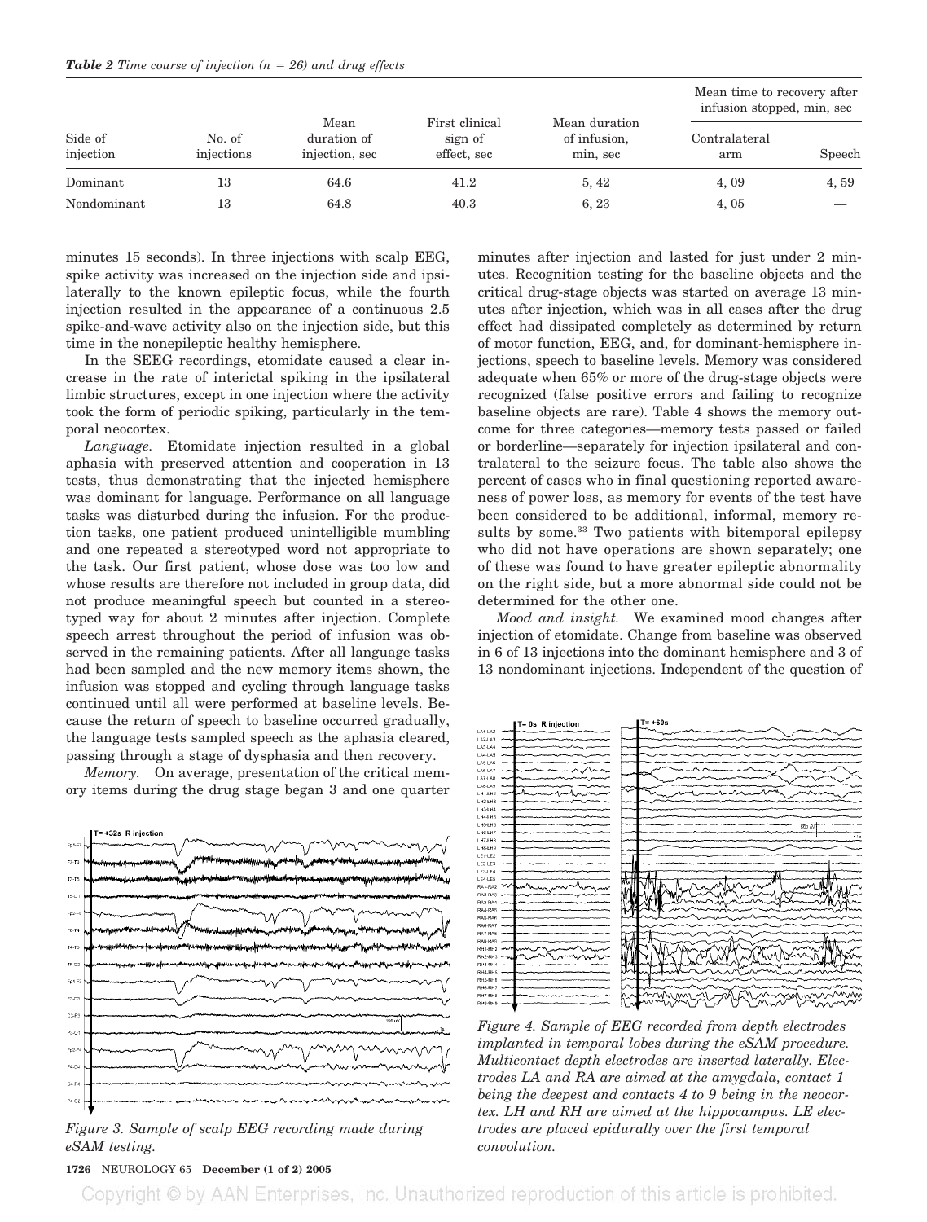*Table 2 Time course of injection (n = 26) and drug effects*

| Side of injection | No. of injections | Mean duration of injection, sec | First clinical sign of effect, sec | Mean duration of infusion, min, sec | Mean time to recovery after infusion stopped, min, sec | |
|---|---|---|---|---|---|---|
| | | | | | Contralateral arm | Speech |
| Dominant | 13 | 64.6 | 41.2 | 5, 42 | 4, 09 | 4, 59 |
| Nondominant | 13 | 64.8 | 40.3 | 6, 23 | 4, 05 | — |

minutes 15 seconds). In three injections with scalp EEG, spike activity was increased on the injection side and ipsilaterally to the known epileptic focus, while the fourth injection resulted in the appearance of a continuous 2.5 spike-and-wave activity also on the injection side, but this time in the nonepileptic healthy hemisphere.

In the SEEG recordings, etomidate caused a clear increase in the rate of interictal spiking in the ipsilateral limbic structures, except in one injection where the activity took the form of periodic spiking, particularly in the temporal neocortex.

*Language.* Etomidate injection resulted in a global aphasia with preserved attention and cooperation in 13 tests, thus demonstrating that the injected hemisphere was dominant for language. Performance on all language tasks was disturbed during the infusion. For the production tasks, one patient produced unintelligible mumbling and one repeated a stereotyped word not appropriate to the task. Our first patient, whose dose was too low and whose results are therefore not included in group data, did not produce meaningful speech but counted in a stereotyped way for about 2 minutes after injection. Complete speech arrest throughout the period of infusion was observed in the remaining patients. After all language tasks had been sampled and the new memory items shown, the infusion was stopped and cycling through language tasks continued until all were performed at baseline levels. Because the return of speech to baseline occurred gradually, the language tests sampled speech as the aphasia cleared, passing through a stage of dysphasia and then recovery.

*Memory.* On average, presentation of the critical memory items during the drug stage began 3 and one quarter minutes after injection and lasted for just under 2 minutes. Recognition testing for the baseline objects and the critical drug-stage objects was started on average 13 minutes after injection, which was in all cases after the drug effect had dissipated completely as determined by return of motor function, EEG, and, for dominant-hemisphere injections, speech to baseline levels. Memory was considered adequate when 65% or more of the drug-stage objects were recognized (false positive errors and failing to recognize baseline objects are rare). Table 4 shows the memory outcome for three categories—memory tests passed or failed or borderline—separately for injection ipsilateral and contralateral to the seizure focus. The table also shows the percent of cases who in final questioning reported awareness of power loss, as memory for events of the test have been considered to be additional, informal, memory results by some.[33] Two patients with bitemporal epilepsy who did not have operations are shown separately; one of these was found to have greater epileptic abnormality on the right side, but a more abnormal side could not be determined for the other one.

*Mood and insight.* We examined mood changes after injection of etomidate. Change from baseline was observed in 6 of 13 injections into the dominant hemisphere and 3 of 13 nondominant injections. Independent of the question of

*Figure 3. Sample of scalp EEG recording made during eSAM testing.*

*Figure 4. Sample of EEG recorded from depth electrodes implanted in temporal lobes during the eSAM procedure. Multicontact depth electrodes are inserted laterally. Electrodes LA and RA are aimed at the amygdala, contact 1 being the deepest and contacts 4 to 9 being in the neocortex. LH and RH are aimed at the hippocampus. LE electrodes are placed epidurally over the first temporal convolution.*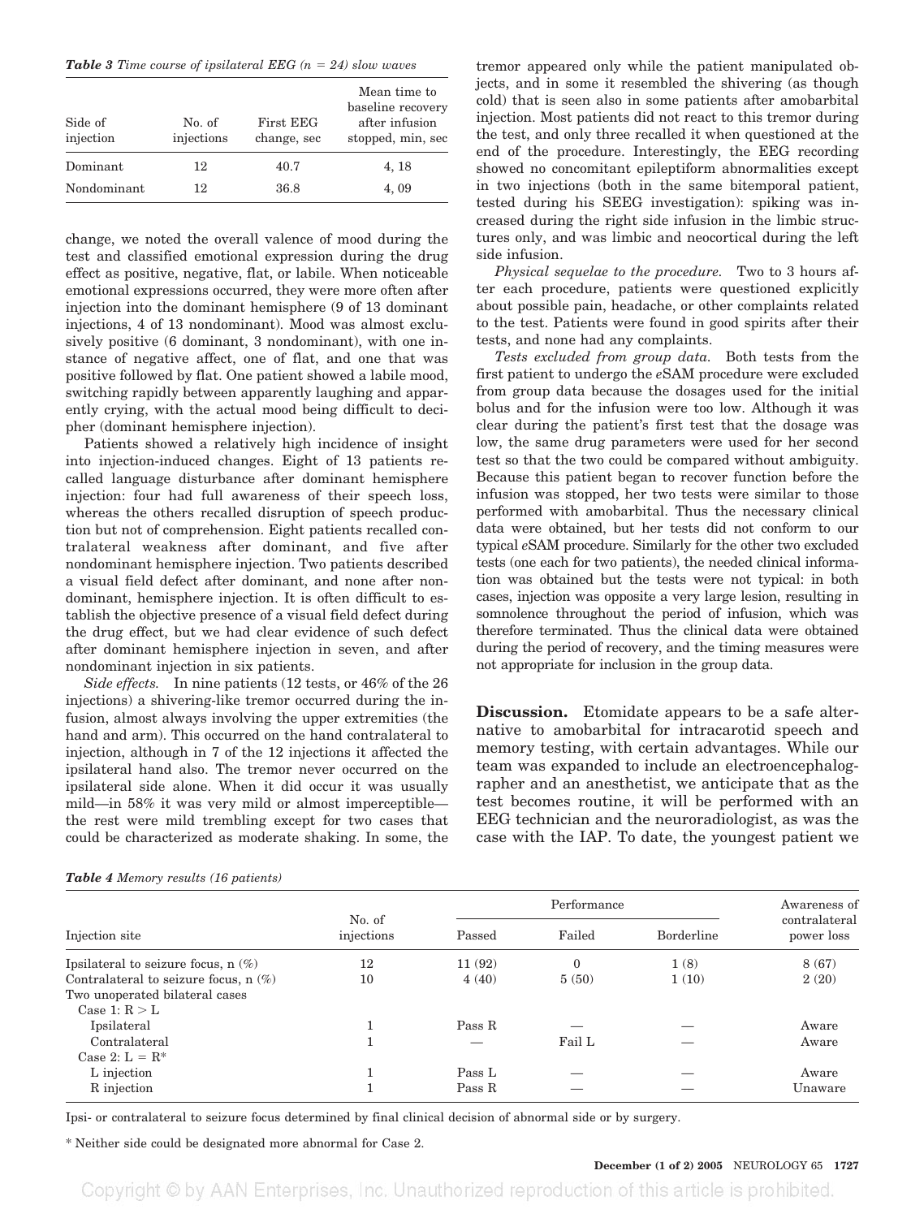*Table 3 Time course of ipsilateral EEG (n = 24) slow waves*

| Side of injection | No. of injections | First EEG change, sec | Mean time to baseline recovery after infusion stopped, min, sec |
|---|---|---|---|
| Dominant | 12 | 40.7 | 4, 18 |
| Nondominant | 12 | 36.8 | 4, 09 |

change, we noted the overall valence of mood during the test and classified emotional expression during the drug effect as positive, negative, flat, or labile. When noticeable emotional expressions occurred, they were more often after injection into the dominant hemisphere (9 of 13 dominant injections, 4 of 13 nondominant). Mood was almost exclusively positive (6 dominant, 3 nondominant), with one instance of negative affect, one of flat, and one that was positive followed by flat. One patient showed a labile mood, switching rapidly between apparently laughing and apparently crying, with the actual mood being difficult to decipher (dominant hemisphere injection).

Patients showed a relatively high incidence of insight into injection-induced changes. Eight of 13 patients recalled language disturbance after dominant hemisphere injection: four had full awareness of their speech loss, whereas the others recalled disruption of speech production but not of comprehension. Eight patients recalled contralateral weakness after dominant, and five after nondominant hemisphere injection. Two patients described a visual field defect after dominant, and none after nondominant, hemisphere injection. It is often difficult to establish the objective presence of a visual field defect during the drug effect, but we had clear evidence of such defect after dominant hemisphere injection in seven, and after nondominant injection in six patients.

*Side effects.* In nine patients (12 tests, or 46% of the 26 injections) a shivering-like tremor occurred during the infusion, almost always involving the upper extremities (the hand and arm). This occurred on the hand contralateral to injection, although in 7 of the 12 injections it affected the ipsilateral hand also. The tremor never occurred on the ipsilateral side alone. When it did occur it was usually mild—in 58% it was very mild or almost imperceptible—the rest were mild trembling except for two cases that could be characterized as moderate shaking. In some, the tremor appeared only while the patient manipulated objects, and in some it resembled the shivering (as though cold) that is seen also in some patients after amobarbital injection. Most patients did not react to this tremor during the test, and only three recalled it when questioned at the end of the procedure. Interestingly, the EEG recording showed no concomitant epileptiform abnormalities except in two injections (both in the same bitemporal patient, tested during his SEEG investigation): spiking was increased during the right side infusion in the limbic structures only, and was limbic and neocortical during the left side infusion.

*Physical sequelae to the procedure.* Two to 3 hours after each procedure, patients were questioned explicitly about possible pain, headache, or other complaints related to the test. Patients were found in good spirits after their tests, and none had any complaints.

*Tests excluded from group data.* Both tests from the first patient to undergo the *e*SAM procedure were excluded from group data because the dosages used for the initial bolus and for the infusion were too low. Although it was clear during the patient's first test that the dosage was low, the same drug parameters were used for her second test so that the two could be compared without ambiguity. Because this patient began to recover function before the infusion was stopped, her two tests were similar to those performed with amobarbital. Thus the necessary clinical data were obtained, but her tests did not conform to our typical *e*SAM procedure. Similarly for the other two excluded tests (one each for two patients), the needed clinical information was obtained but the tests were not typical: in both cases, injection was opposite a very large lesion, resulting in somnolence throughout the period of infusion, which was therefore terminated. Thus the clinical data were obtained during the period of recovery, and the timing measures were not appropriate for inclusion in the group data.

**Discussion.** Etomidate appears to be a safe alternative to amobarbital for intracarotid speech and memory testing, with certain advantages. While our team was expanded to include an electroencephalographer and an anesthetist, we anticipate that as the test becomes routine, it will be performed with an EEG technician and the neuroradiologist, as was the case with the IAP. To date, the youngest patient we

*Table 4 Memory results (16 patients)*

| Injection site | No. of injections | Performance | | | Awareness of contralateral power loss |
|---|---|---|---|---|---|
| | | Passed | Failed | Borderline | |
| Ipsilateral to seizure focus, n (%) | 12 | 11 (92) | 0 | 1 (8) | 8 (67) |
| Contralateral to seizure focus, n (%) | 10 | 4 (40) | 5 (50) | 1 (10) | 2 (20) |
| Two unoperated bilateral cases | | | | | |
| Case 1: R > L | | | | | |
| Ipsilateral | 1 | Pass R | — | — | Aware |
| Contralateral | 1 | — | Fail L | — | Aware |
| Case 2: L = R* | | | | | |
| L injection | 1 | Pass L | — | — | Aware |
| R injection | 1 | Pass R | — | — | Unaware |

Ipsi- or contralateral to seizure focus determined by final clinical decision of abnormal side or by surgery.

\* Neither side could be designated more abnormal for Case 2.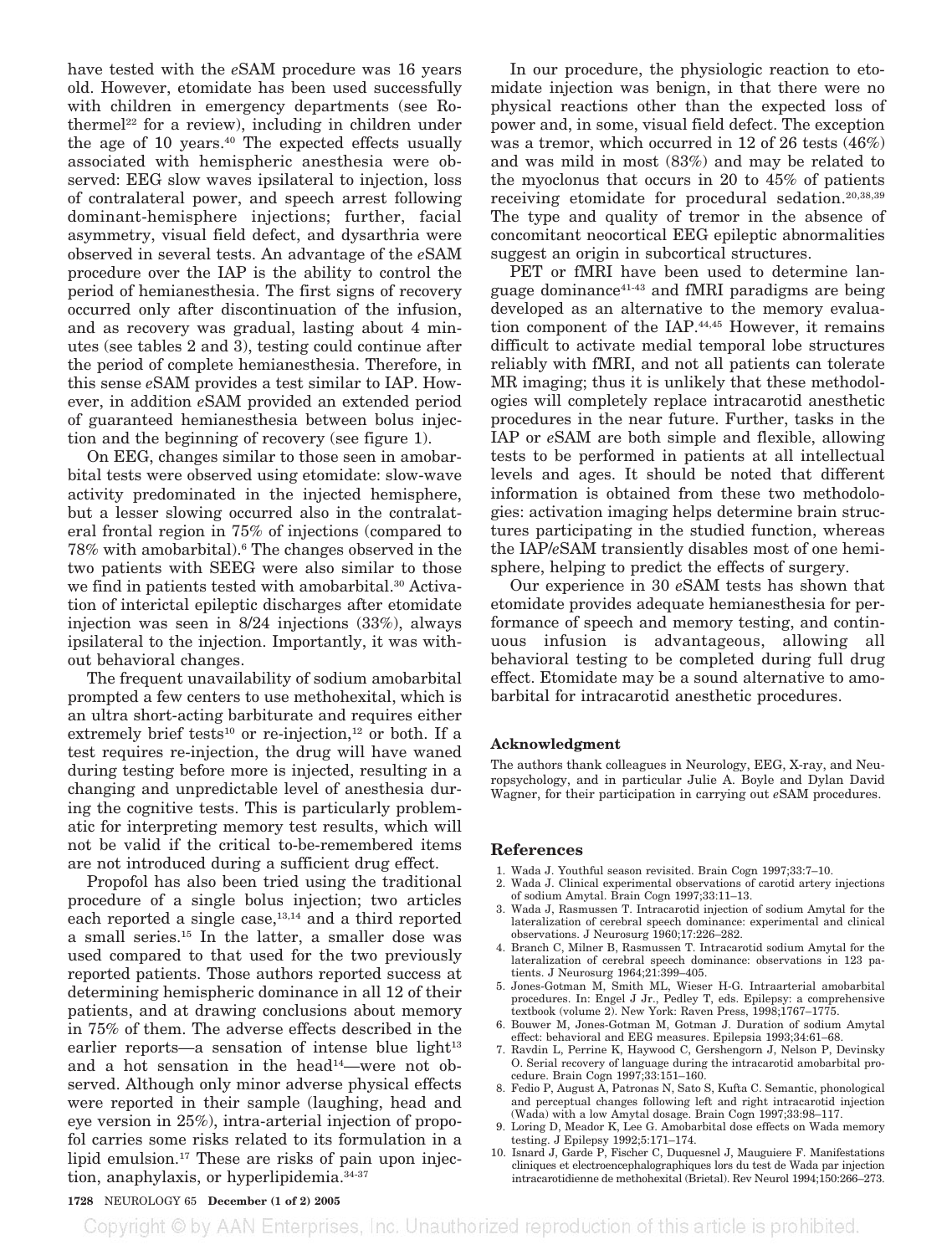have tested with the *e*SAM procedure was 16 years old. However, etomidate has been used successfully with children in emergency departments (see Rothermel[22] for a review), including in children under the age of 10 years.[40] The expected effects usually associated with hemispheric anesthesia were observed: EEG slow waves ipsilateral to injection, loss of contralateral power, and speech arrest following dominant-hemisphere injections; further, facial asymmetry, visual field defect, and dysarthria were observed in several tests. An advantage of the *e*SAM procedure over the IAP is the ability to control the period of hemianesthesia. The first signs of recovery occurred only after discontinuation of the infusion, and as recovery was gradual, lasting about 4 minutes (see tables 2 and 3), testing could continue after the period of complete hemianesthesia. Therefore, in this sense *e*SAM provides a test similar to IAP. However, in addition *e*SAM provided an extended period of guaranteed hemianesthesia between bolus injection and the beginning of recovery (see figure 1).

On EEG, changes similar to those seen in amobarbital tests were observed using etomidate: slow-wave activity predominated in the injected hemisphere, but a lesser slowing occurred also in the contralateral frontal region in 75% of injections (compared to 78% with amobarbital).[6] The changes observed in the two patients with SEEG were also similar to those we find in patients tested with amobarbital.[30] Activation of interictal epileptic discharges after etomidate injection was seen in 8/24 injections (33%), always ipsilateral to the injection. Importantly, it was without behavioral changes.

The frequent unavailability of sodium amobarbital prompted a few centers to use methohexital, which is an ultra short-acting barbiturate and requires either extremely brief tests[10] or re-injection,[12] or both. If a test requires re-injection, the drug will have waned during testing before more is injected, resulting in a changing and unpredictable level of anesthesia during the cognitive tests. This is particularly problematic for interpreting memory test results, which will not be valid if the critical to-be-remembered items are not introduced during a sufficient drug effect.

Propofol has also been tried using the traditional procedure of a single bolus injection; two articles each reported a single case,[13,14] and a third reported a small series.[15] In the latter, a smaller dose was used compared to that used for the two previously reported patients. Those authors reported success at determining hemispheric dominance in all 12 of their patients, and at drawing conclusions about memory in 75% of them. The adverse effects described in the earlier reports—a sensation of intense blue light[13] and a hot sensation in the head[14]—were not observed. Although only minor adverse physical effects were reported in their sample (laughing, head and eye version in 25%), intra-arterial injection of propofol carries some risks related to its formulation in a lipid emulsion.[17] These are risks of pain upon injection, anaphylaxis, or hyperlipidemia.[34-37]

In our procedure, the physiologic reaction to etomidate injection was benign, in that there were no physical reactions other than the expected loss of power and, in some, visual field defect. The exception was a tremor, which occurred in 12 of 26 tests (46%) and was mild in most (83%) and may be related to the myoclonus that occurs in 20 to 45% of patients receiving etomidate for procedural sedation.[20,38,39] The type and quality of tremor in the absence of concomitant neocortical EEG epileptic abnormalities suggest an origin in subcortical structures.

PET or fMRI have been used to determine language dominance[41-43] and fMRI paradigms are being developed as an alternative to the memory evaluation component of the IAP.[44,45] However, it remains difficult to activate medial temporal lobe structures reliably with fMRI, and not all patients can tolerate MR imaging; thus it is unlikely that these methodologies will completely replace intracarotid anesthetic procedures in the near future. Further, tasks in the IAP or *e*SAM are both simple and flexible, allowing tests to be performed in patients at all intellectual levels and ages. It should be noted that different information is obtained from these two methodologies: activation imaging helps determine brain structures participating in the studied function, whereas the IAP/*e*SAM transiently disables most of one hemisphere, helping to predict the effects of surgery.

Our experience in 30 *e*SAM tests has shown that etomidate provides adequate hemianesthesia for performance of speech and memory testing, and continuous infusion is advantageous, allowing all behavioral testing to be completed during full drug effect. Etomidate may be a sound alternative to amobarbital for intracarotid anesthetic procedures.

### Acknowledgment

The authors thank colleagues in Neurology, EEG, X-ray, and Neuropsychology, and in particular Julie A. Boyle and Dylan David Wagner, for their participation in carrying out *e*SAM procedures.

## References

1. Wada J. Youthful season revisited. Brain Cogn 1997;33:7–10.
2. Wada J. Clinical experimental observations of carotid artery injections of sodium Amytal. Brain Cogn 1997;33:11–13.
3. Wada J, Rasmussen T. Intracarotid injection of sodium Amytal for the lateralization of cerebral speech dominance: experimental and clinical observations. J Neurosurg 1960;17:226–282.
4. Branch C, Milner B, Rasmussen T. Intracarotid sodium Amytal for the lateralization of cerebral speech dominance: observations in 123 patients. J Neurosurg 1964;21:399–405.
5. Jones-Gotman M, Smith ML, Wieser H-G. Intraarterial amobarbital procedures. In: Engel J Jr., Pedley T, eds. Epilepsy: a comprehensive textbook (volume 2). New York: Raven Press, 1998;1767–1775.
6. Bouwer M, Jones-Gotman M, Gotman J. Duration of sodium Amytal effect: behavioral and EEG measures. Epilepsia 1993;34:61–68.
7. Ravdin L, Perrine K, Haywood C, Gershengorn J, Nelson P, Devinsky O. Serial recovery of language during the intracarotid amobarbital procedure. Brain Cogn 1997;33:151–160.
8. Fedio P, August A, Patronas N, Sato S, Kufta C. Semantic, phonological and perceptual changes following left and right intracarotid injection (Wada) with a low Amytal dosage. Brain Cogn 1997;33:98–117.
9. Loring D, Meador K, Lee G. Amobarbital dose effects on Wada memory testing. J Epilepsy 1992;5:171–174.
10. Isnard J, Garde P, Fischer C, Duquesnel J, Mauguiere F. Manifestations cliniques et electroencephalographiques lors du test de Wada par injection intracarotidienne de methohexital (Brietal). Rev Neurol 1994;150:266–273.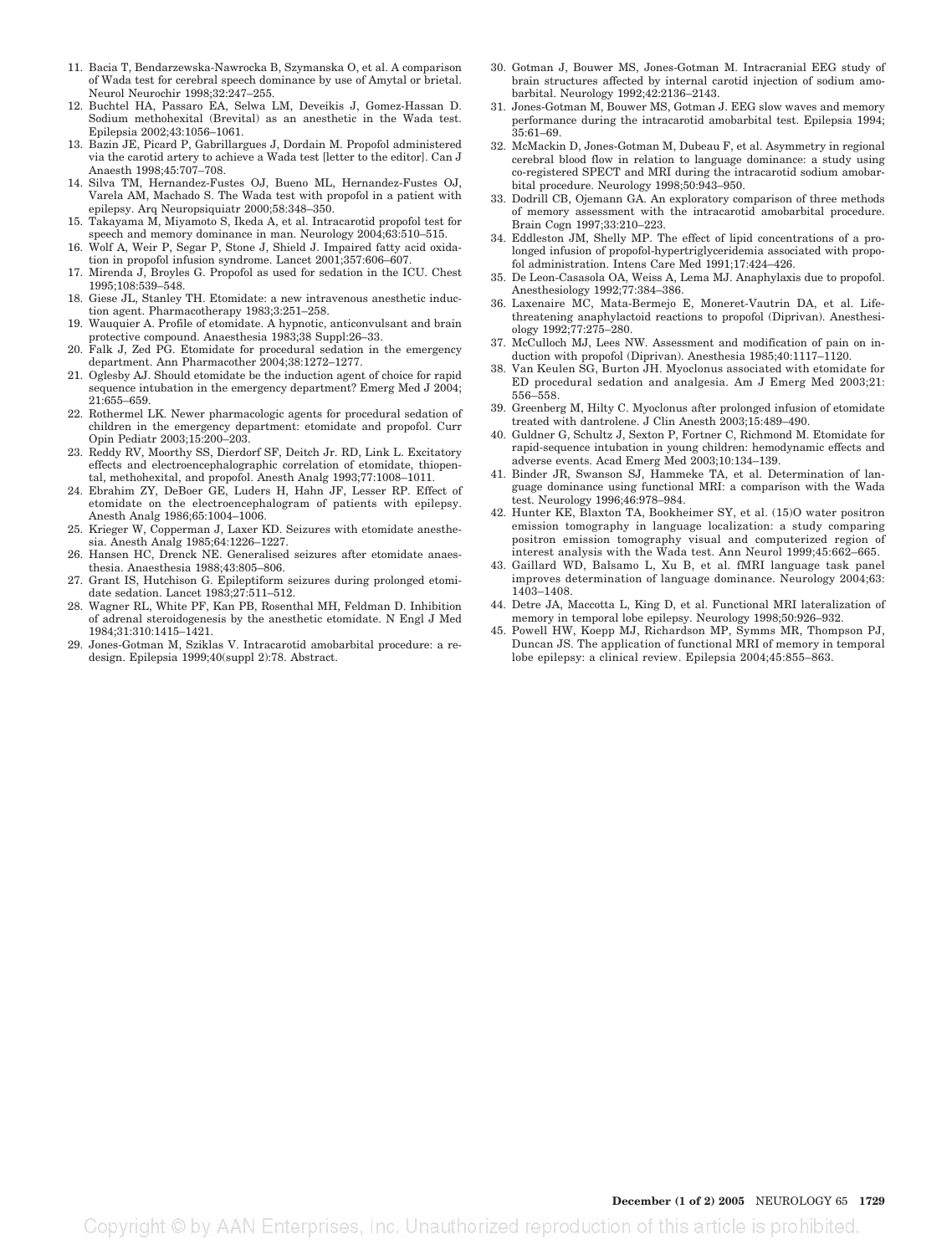11. Bacia T, Bendarzewska-Nawrocka B, Szymanska O, et al. A comparison of Wada test for cerebral speech dominance by use of Amytal or brietal. Neurol Neurochir 1998;32:247–255.
12. Buchtel HA, Passaro EA, Selwa LM, Deveikis J, Gomez-Hassan D. Sodium methohexital (Brevital) as an anesthetic in the Wada test. Epilepsia 2002;43:1056–1061.
13. Bazin JE, Picard P, Gabrillargues J, Dordain M. Propofol administered via the carotid artery to achieve a Wada test [letter to the editor]. Can J Anaesth 1998;45:707–708.
14. Silva TM, Hernandez-Fustes OJ, Bueno ML, Hernandez-Fustes OJ, Varela AM, Machado S. The Wada test with propofol in a patient with epilepsy. Arq Neuropsiquiatr 2000;58:348–350.
15. Takayama M, Miyamoto S, Ikeda A, et al. Intracarotid propofol test for speech and memory dominance in man. Neurology 2004;63:510–515.
16. Wolf A, Weir P, Segar P, Stone J, Shield J. Impaired fatty acid oxidation in propofol infusion syndrome. Lancet 2001;357:606–607.
17. Mirenda J, Broyles G. Propofol as used for sedation in the ICU. Chest 1995;108:539–548.
18. Giese JL, Stanley TH. Etomidate: a new intravenous anesthetic induction agent. Pharmacotherapy 1983;3:251–258.
19. Wauquier A. Profile of etomidate. A hypnotic, anticonvulsant and brain protective compound. Anaesthesia 1983;38 Suppl:26–33.
20. Falk J, Zed PG. Etomidate for procedural sedation in the emergency department. Ann Pharmacother 2004;38:1272–1277.
21. Oglesby AJ. Should etomidate be the induction agent of choice for rapid sequence intubation in the emergency department? Emerg Med J 2004; 21:655–659.
22. Rothermel LK. Newer pharmacologic agents for procedural sedation of children in the emergency department: etomidate and propofol. Curr Opin Pediatr 2003;15:200–203.
23. Reddy RV, Moorthy SS, Dierdorf SF, Deitch Jr. RD, Link L. Excitatory effects and electroencephalographic correlation of etomidate, thiopental, methohexital, and propofol. Anesth Analg 1993;77:1008–1011.
24. Ebrahim ZY, DeBoer GE, Luders H, Hahn JF, Lesser RP. Effect of etomidate on the electroencephalogram of patients with epilepsy. Anesth Analg 1986;65:1004–1006.
25. Krieger W, Copperman J, Laxer KD. Seizures with etomidate anesthesia. Anesth Analg 1985;64:1226–1227.
26. Hansen HC, Drenck NE. Generalised seizures after etomidate anaesthesia. Anaesthesia 1988;43:805–806.
27. Grant IS, Hutchison G. Epileptiform seizures during prolonged etomidate sedation. Lancet 1983;27:511–512.
28. Wagner RL, White PF, Kan PB, Rosenthal MH, Feldman D. Inhibition of adrenal steroidogenesis by the anesthetic etomidate. N Engl J Med 1984;31:310:1415–1421.
29. Jones-Gotman M, Sziklas V. Intracarotid amobarbital procedure: a redesign. Epilepsia 1999;40(suppl 2):78. Abstract.
30. Gotman J, Bouwer MS, Jones-Gotman M. Intracranial EEG study of brain structures affected by internal carotid injection of sodium amobarbital. Neurology 1992;42:2136–2143.
31. Jones-Gotman M, Bouwer MS, Gotman J. EEG slow waves and memory performance during the intracarotid amobarbital test. Epilepsia 1994; 35:61–69.
32. McMackin D, Jones-Gotman M, Dubeau F, et al. Asymmetry in regional cerebral blood flow in relation to language dominance: a study using co-registered SPECT and MRI during the intracarotid sodium amobarbital procedure. Neurology 1998;50:943–950.
33. Dodrill CB, Ojemann GA. An exploratory comparison of three methods of memory assessment with the intracarotid amobarbital procedure. Brain Cogn 1997;33:210–223.
34. Eddleston JM, Shelly MP. The effect of lipid concentrations of a prolonged infusion of propofol-hypertriglyceridemia associated with propofol administration. Intens Care Med 1991;17:424–426.
35. De Leon-Casasola OA, Weiss A, Lema MJ. Anaphylaxis due to propofol. Anesthesiology 1992;77:384–386.
36. Laxenaire MC, Mata-Bermejo E, Moneret-Vautrin DA, et al. Life-threatening anaphylactoid reactions to propofol (Diprivan). Anesthesiology 1992;77:275–280.
37. McCulloch MJ, Lees NW. Assessment and modification of pain on induction with propofol (Diprivan). Anesthesia 1985;40:1117–1120.
38. Van Keulen SG, Burton JH. Myoclonus associated with etomidate for ED procedural sedation and analgesia. Am J Emerg Med 2003;21: 556–558.
39. Greenberg M, Hilty C. Myoclonus after prolonged infusion of etomidate treated with dantrolene. J Clin Anesth 2003;15:489–490.
40. Guldner G, Schultz J, Sexton P, Fortner C, Richmond M. Etomidate for rapid-sequence intubation in young children: hemodynamic effects and adverse events. Acad Emerg Med 2003;10:134–139.
41. Binder JR, Swanson SJ, Hammeke TA, et al. Determination of language dominance using functional MRI: a comparison with the Wada test. Neurology 1996;46:978–984.
42. Hunter KE, Blaxton TA, Bookheimer SY, et al. (15)O water positron emission tomography in language localization: a study comparing positron emission tomography visual and computerized region of interest analysis with the Wada test. Ann Neurol 1999;45:662–665.
43. Gaillard WD, Balsamo L, Xu B, et al. fMRI language task panel improves determination of language dominance. Neurology 2004;63: 1403–1408.
44. Detre JA, Maccotta L, King D, et al. Functional MRI lateralization of memory in temporal lobe epilepsy. Neurology 1998;50:926–932.
45. Powell HW, Koepp MJ, Richardson MP, Symms MR, Thompson PJ, Duncan JS. The application of functional MRI of memory in temporal lobe epilepsy: a clinical review. Epilepsia 2004;45:855–863.